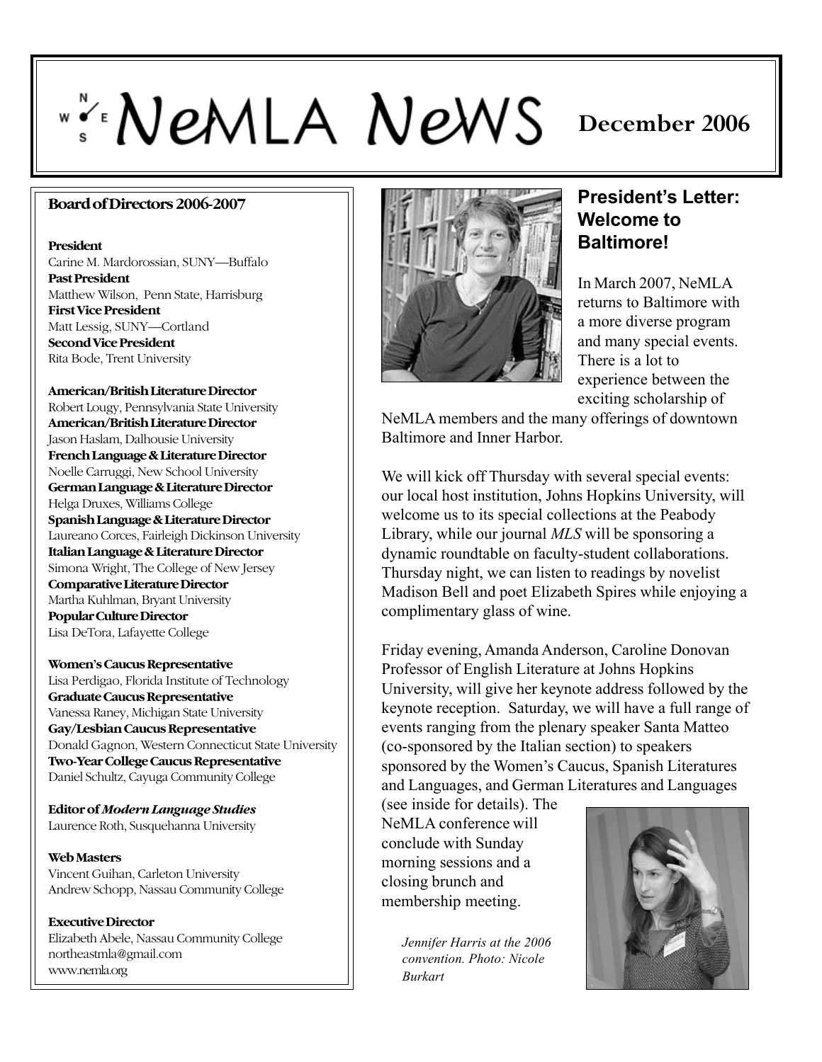# NeMLA News

**December 2006**

## Board of Directors 2006-2007

**President**
Carine M. Mardorossian, SUNY—Buffalo

**Past President**
Matthew Wilson, Penn State, Harrisburg

**First Vice President**
Matt Lessig, SUNY—Cortland

**Second Vice President**
Rita Bode, Trent University

**American/British Literature Director**
Robert Lougy, Pennsylvania State University

**American/British Literature Director**
Jason Haslam, Dalhousie University

**French Language & Literature Director**
Noelle Carruggi, New School University

**German Language & Literature Director**
Helga Druxes, Williams College

**Spanish Language & Literature Director**
Laureano Corces, Fairleigh Dickinson University

**Italian Language & Literature Director**
Simona Wright, The College of New Jersey

**Comparative Literature Director**
Martha Kuhlman, Bryant University

**Popular Culture Director**
Lisa DeTora, Lafayette College

**Women's Caucus Representative**
Lisa Perdigao, Florida Institute of Technology

**Graduate Caucus Representative**
Vanessa Raney, Michigan State University

**Gay/Lesbian Caucus Representative**
Donald Gagnon, Western Connecticut State University

**Two-Year College Caucus Representative**
Daniel Schultz, Cayuga Community College

**Editor of *Modern Language Studies***
Laurence Roth, Susquehanna University

**Web Masters**
Vincent Guihan, Carleton University
Andrew Schopp, Nassau Community College

**Executive Director**
Elizabeth Abele, Nassau Community College
northeastmla@gmail.com
www.nemla.org

## President's Letter: Welcome to Baltimore!

In March 2007, NeMLA returns to Baltimore with a more diverse program and many special events. There is a lot to experience between the exciting scholarship of NeMLA members and the many offerings of downtown Baltimore and Inner Harbor.

We will kick off Thursday with several special events: our local host institution, Johns Hopkins University, will welcome us to its special collections at the Peabody Library, while our journal *MLS* will be sponsoring a dynamic roundtable on faculty-student collaborations. Thursday night, we can listen to readings by novelist Madison Bell and poet Elizabeth Spires while enjoying a complimentary glass of wine.

Friday evening, Amanda Anderson, Caroline Donovan Professor of English Literature at Johns Hopkins University, will give her keynote address followed by the keynote reception. Saturday, we will have a full range of events ranging from the plenary speaker Santa Matteo (co-sponsored by the Italian section) to speakers sponsored by the Women's Caucus, Spanish Literatures and Languages, and German Literatures and Languages (see inside for details). The NeMLA conference will conclude with Sunday morning sessions and a closing brunch and membership meeting.

*Jennifer Harris at the 2006 convention. Photo: Nicole Burkart*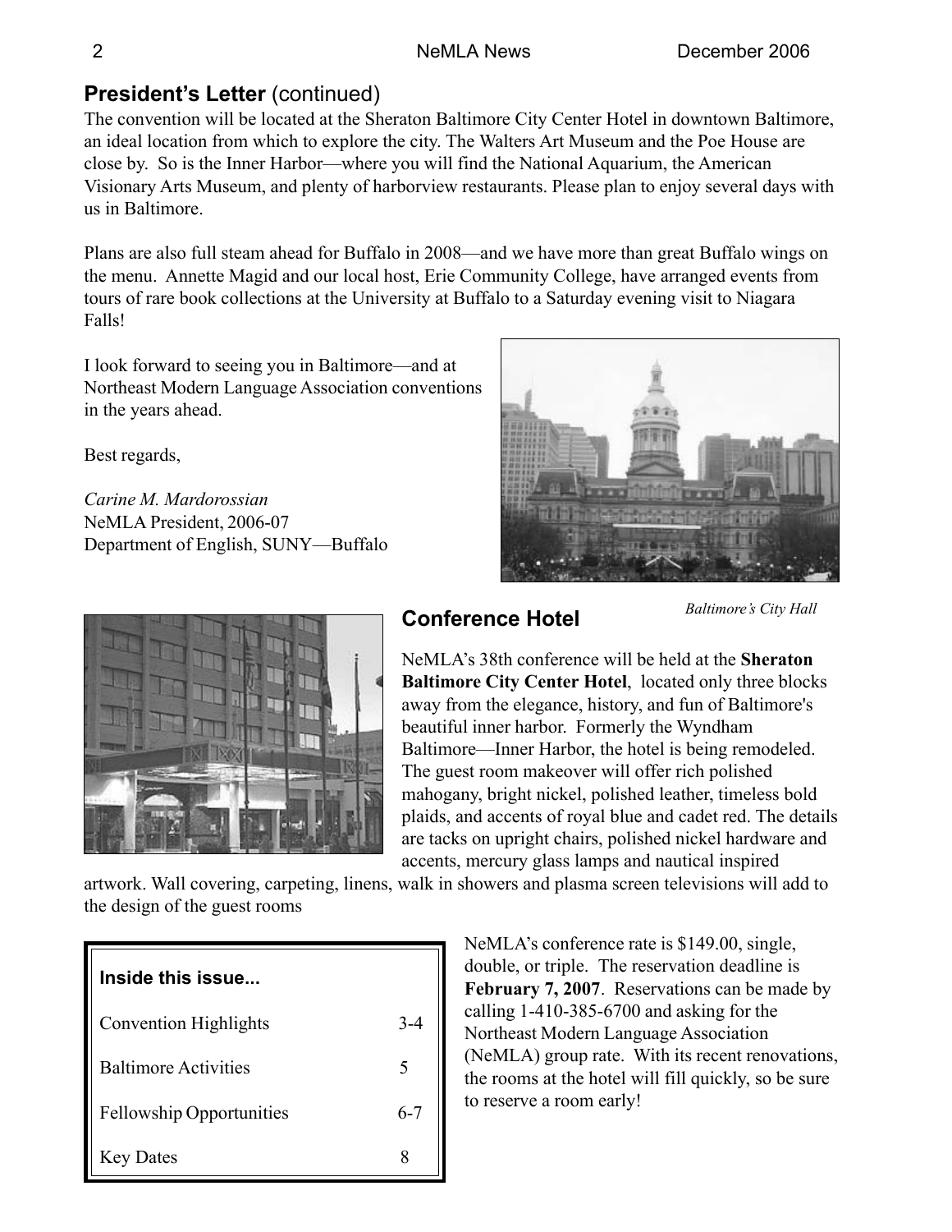## President's Letter (continued)

The convention will be located at the Sheraton Baltimore City Center Hotel in downtown Baltimore, an ideal location from which to explore the city. The Walters Art Museum and the Poe House are close by. So is the Inner Harbor—where you will find the National Aquarium, the American Visionary Arts Museum, and plenty of harborview restaurants. Please plan to enjoy several days with us in Baltimore.

Plans are also full steam ahead for Buffalo in 2008—and we have more than great Buffalo wings on the menu. Annette Magid and our local host, Erie Community College, have arranged events from tours of rare book collections at the University at Buffalo to a Saturday evening visit to Niagara Falls!

I look forward to seeing you in Baltimore—and at Northeast Modern Language Association conventions in the years ahead.

Best regards,

*Carine M. Mardorossian*
NeMLA President, 2006-07
Department of English, SUNY—Buffalo

*Baltimore's City Hall*

## Conference Hotel

NeMLA's 38th conference will be held at the **Sheraton Baltimore City Center Hotel**, located only three blocks away from the elegance, history, and fun of Baltimore's beautiful inner harbor. Formerly the Wyndham Baltimore—Inner Harbor, the hotel is being remodeled. The guest room makeover will offer rich polished mahogany, bright nickel, polished leather, timeless bold plaids, and accents of royal blue and cadet red. The details are tacks on upright chairs, polished nickel hardware and accents, mercury glass lamps and nautical inspired artwork. Wall covering, carpeting, linens, walk in showers and plasma screen televisions will add to the design of the guest rooms

NeMLA's conference rate is $149.00, single, double, or triple. The reservation deadline is **February 7, 2007**. Reservations can be made by calling 1-410-385-6700 and asking for the Northeast Modern Language Association (NeMLA) group rate. With its recent renovations, the rooms at the hotel will fill quickly, so be sure to reserve a room early!

| Inside this issue... | |
|---|---|
| Convention Highlights | 3-4 |
| Baltimore Activities | 5 |
| Fellowship Opportunities | 6-7 |
| Key Dates | 8 |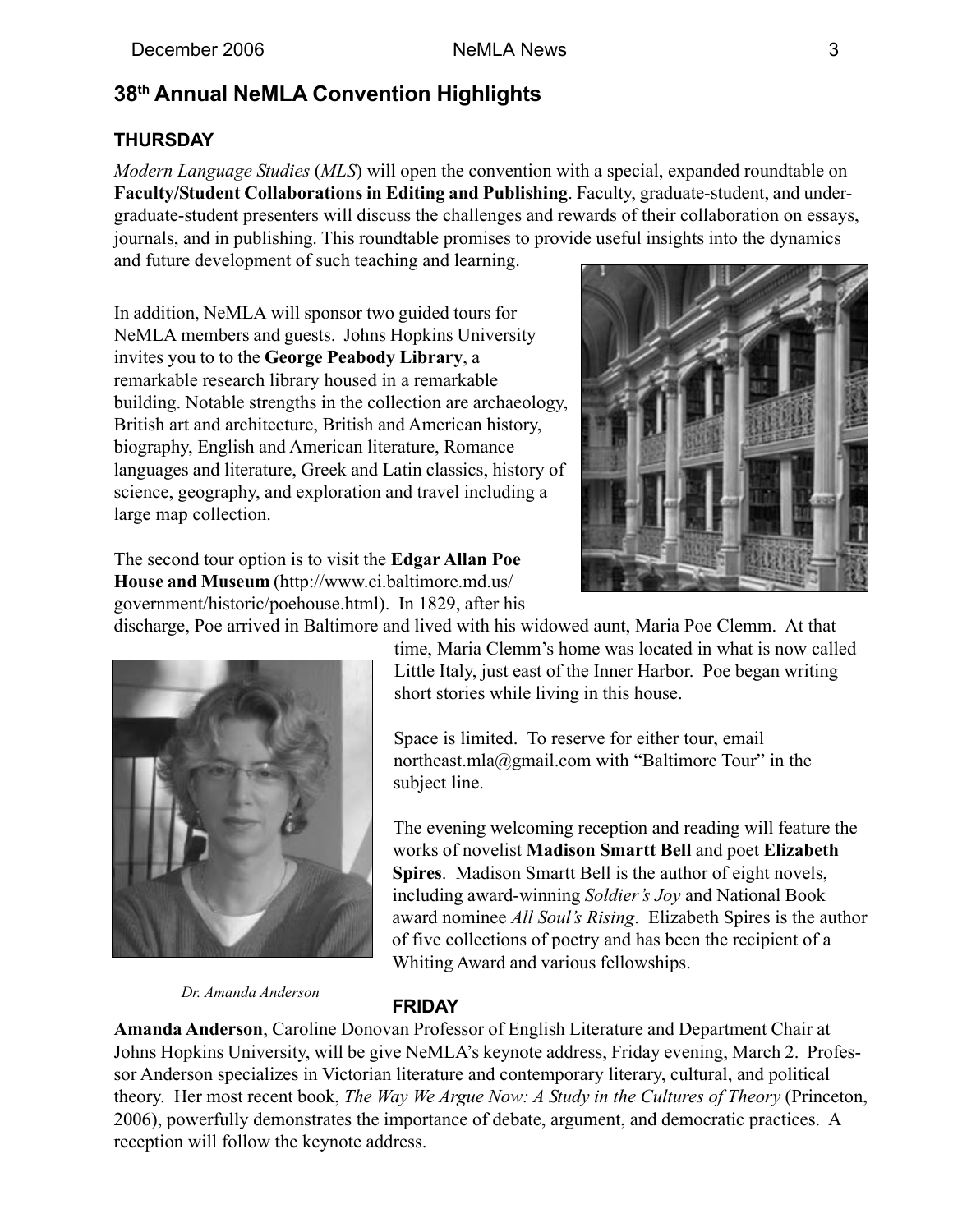## 38th Annual NeMLA Convention Highlights

### THURSDAY

*Modern Language Studies* (*MLS*) will open the convention with a special, expanded roundtable on **Faculty/Student Collaborations in Editing and Publishing**. Faculty, graduate-student, and undergraduate-student presenters will discuss the challenges and rewards of their collaboration on essays, journals, and in publishing. This roundtable promises to provide useful insights into the dynamics and future development of such teaching and learning.

In addition, NeMLA will sponsor two guided tours for NeMLA members and guests. Johns Hopkins University invites you to to the **George Peabody Library**, a remarkable research library housed in a remarkable building. Notable strengths in the collection are archaeology, British art and architecture, British and American history, biography, English and American literature, Romance languages and literature, Greek and Latin classics, history of science, geography, and exploration and travel including a large map collection.

The second tour option is to visit the **Edgar Allan Poe House and Museum** (http://www.ci.baltimore.md.us/government/historic/poehouse.html). In 1829, after his discharge, Poe arrived in Baltimore and lived with his widowed aunt, Maria Poe Clemm. At that time, Maria Clemm's home was located in what is now called Little Italy, just east of the Inner Harbor. Poe began writing short stories while living in this house.

Space is limited. To reserve for either tour, email northeast.mla@gmail.com with "Baltimore Tour" in the subject line.

The evening welcoming reception and reading will feature the works of novelist **Madison Smartt Bell** and poet **Elizabeth Spires**. Madison Smartt Bell is the author of eight novels, including award-winning *Soldier's Joy* and National Book award nominee *All Soul's Rising*. Elizabeth Spires is the author of five collections of poetry and has been the recipient of a Whiting Award and various fellowships.

*Dr. Amanda Anderson*

### FRIDAY

**Amanda Anderson**, Caroline Donovan Professor of English Literature and Department Chair at Johns Hopkins University, will be give NeMLA's keynote address, Friday evening, March 2. Professor Anderson specializes in Victorian literature and contemporary literary, cultural, and political theory. Her most recent book, *The Way We Argue Now: A Study in the Cultures of Theory* (Princeton, 2006), powerfully demonstrates the importance of debate, argument, and democratic practices. A reception will follow the keynote address.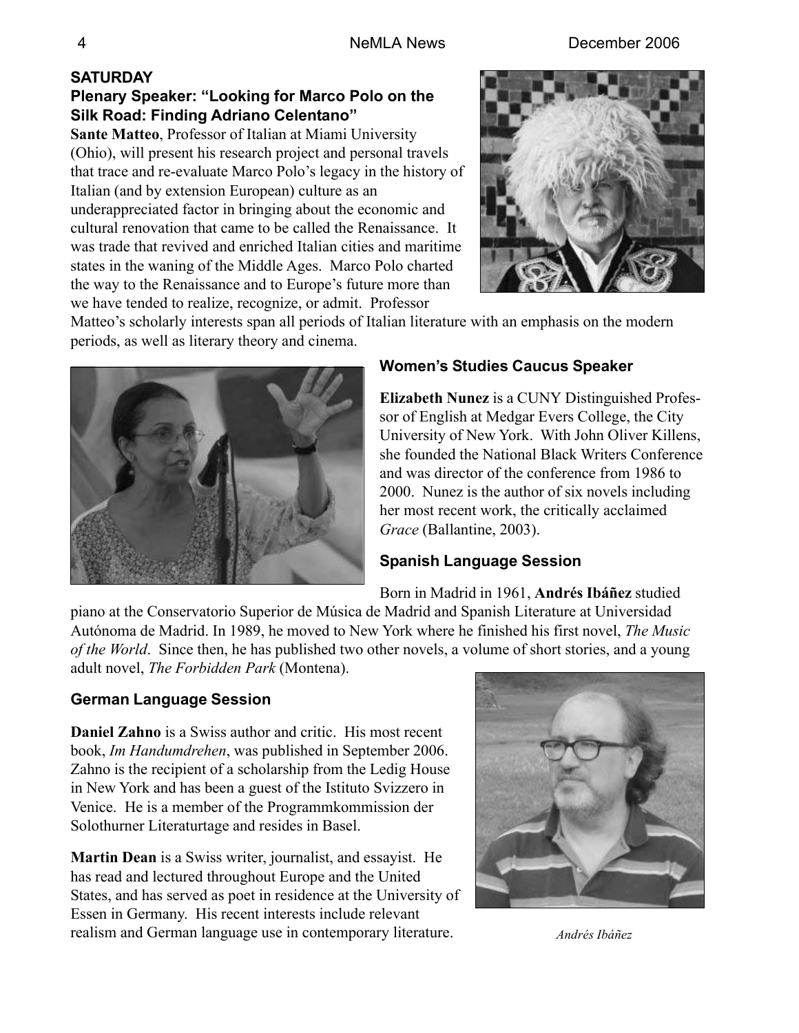**SATURDAY**

### Plenary Speaker: "Looking for Marco Polo on the Silk Road: Finding Adriano Celentano"

**Sante Matteo**, Professor of Italian at Miami University (Ohio), will present his research project and personal travels that trace and re-evaluate Marco Polo's legacy in the history of Italian (and by extension European) culture as an underappreciated factor in bringing about the economic and cultural renovation that came to be called the Renaissance. It was trade that revived and enriched Italian cities and maritime states in the waning of the Middle Ages. Marco Polo charted the way to the Renaissance and to Europe's future more than we have tended to realize, recognize, or admit. Professor Matteo's scholarly interests span all periods of Italian literature with an emphasis on the modern periods, as well as literary theory and cinema.

### Women's Studies Caucus Speaker

**Elizabeth Nunez** is a CUNY Distinguished Professor of English at Medgar Evers College, the City University of New York. With John Oliver Killens, she founded the National Black Writers Conference and was director of the conference from 1986 to 2000. Nunez is the author of six novels including her most recent work, the critically acclaimed *Grace* (Ballantine, 2003).

### Spanish Language Session

Born in Madrid in 1961, **Andrés Ibáñez** studied piano at the Conservatorio Superior de Música de Madrid and Spanish Literature at Universidad Autónoma de Madrid. In 1989, he moved to New York where he finished his first novel, *The Music of the World*. Since then, he has published two other novels, a volume of short stories, and a young adult novel, *The Forbidden Park* (Montena).

### German Language Session

**Daniel Zahno** is a Swiss author and critic. His most recent book, *Im Handumdrehen*, was published in September 2006. Zahno is the recipient of a scholarship from the Ledig House in New York and has been a guest of the Istituto Svizzero in Venice. He is a member of the Programmkommission der Solothurner Literaturtage and resides in Basel.

**Martin Dean** is a Swiss writer, journalist, and essayist. He has read and lectured throughout Europe and the United States, and has served as poet in residence at the University of Essen in Germany. His recent interests include relevant realism and German language use in contemporary literature.

*Andrés Ibáñez*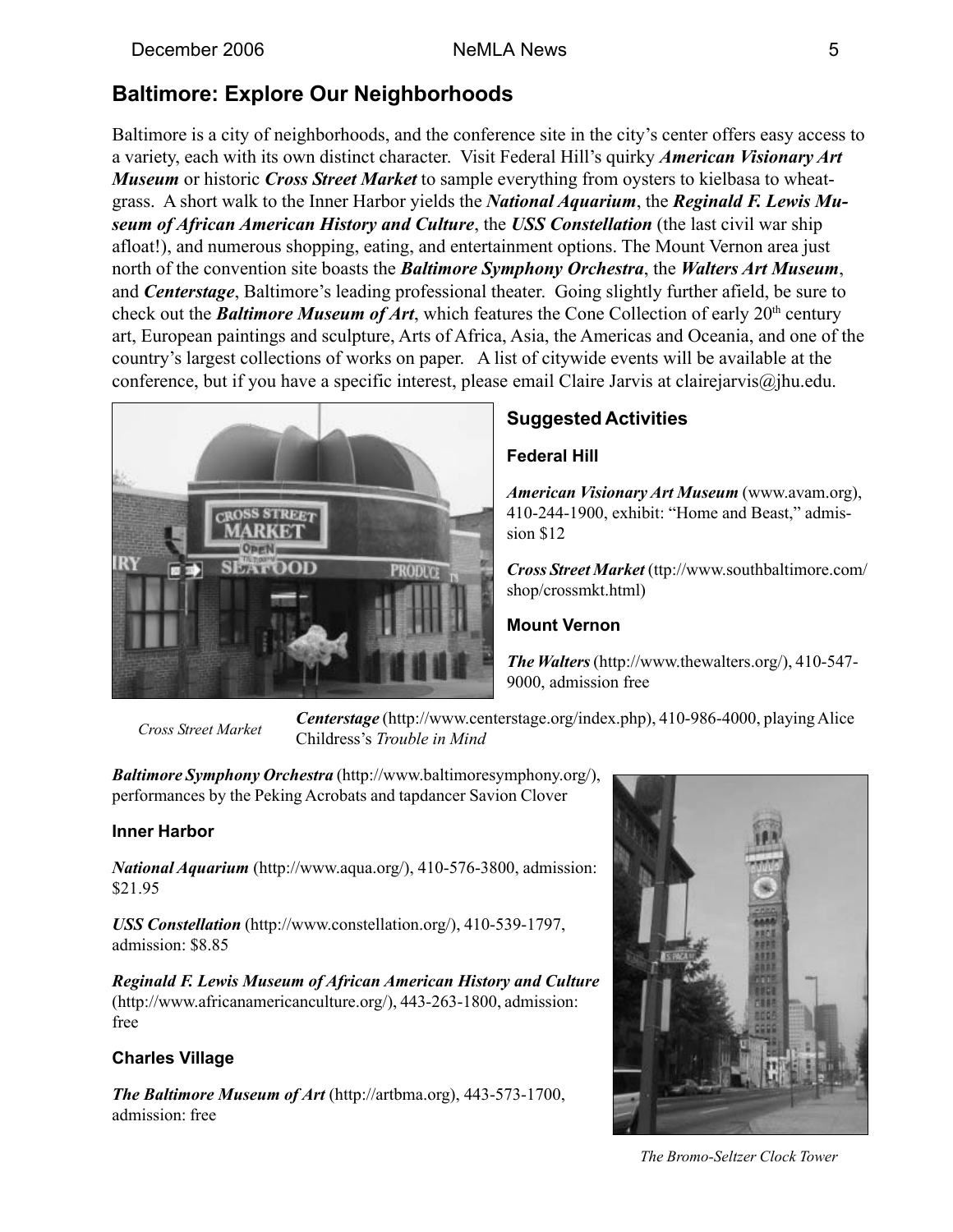## Baltimore: Explore Our Neighborhoods

Baltimore is a city of neighborhoods, and the conference site in the city's center offers easy access to a variety, each with its own distinct character. Visit Federal Hill's quirky ***American Visionary Art Museum*** or historic ***Cross Street Market*** to sample everything from oysters to kielbasa to wheat-grass. A short walk to the Inner Harbor yields the ***National Aquarium***, the ***Reginald F. Lewis Museum of African American History and Culture***, the ***USS Constellation*** (the last civil war ship afloat!), and numerous shopping, eating, and entertainment options. The Mount Vernon area just north of the convention site boasts the ***Baltimore Symphony Orchestra***, the ***Walters Art Museum***, and ***Centerstage***, Baltimore's leading professional theater. Going slightly further afield, be sure to check out the ***Baltimore Museum of Art***, which features the Cone Collection of early 20th century art, European paintings and sculpture, Arts of Africa, Asia, the Americas and Oceania, and one of the country's largest collections of works on paper. A list of citywide events will be available at the conference, but if you have a specific interest, please email Claire Jarvis at clairejarvis@jhu.edu.

*Cross Street Market*

### Suggested Activities

#### Federal Hill

***American Visionary Art Museum*** (www.avam.org), 410-244-1900, exhibit: "Home and Beast," admission $12

***Cross Street Market*** (ttp://www.southbaltimore.com/shop/crossmkt.html)

#### Mount Vernon

***The Walters*** (http://www.thewalters.org/), 410-547-9000, admission free

***Centerstage*** (http://www.centerstage.org/index.php), 410-986-4000, playing Alice Childress's *Trouble in Mind*

***Baltimore Symphony Orchestra*** (http://www.baltimoresymphony.org/), performances by the Peking Acrobats and tapdancer Savion Clover

#### Inner Harbor

***National Aquarium*** (http://www.aqua.org/), 410-576-3800, admission: $21.95

***USS Constellation*** (http://www.constellation.org/), 410-539-1797, admission: $8.85

***Reginald F. Lewis Museum of African American History and Culture*** (http://www.africanamericanculture.org/), 443-263-1800, admission: free

#### Charles Village

***The Baltimore Museum of Art*** (http://artbma.org), 443-573-1700, admission: free

*The Bromo-Seltzer Clock Tower*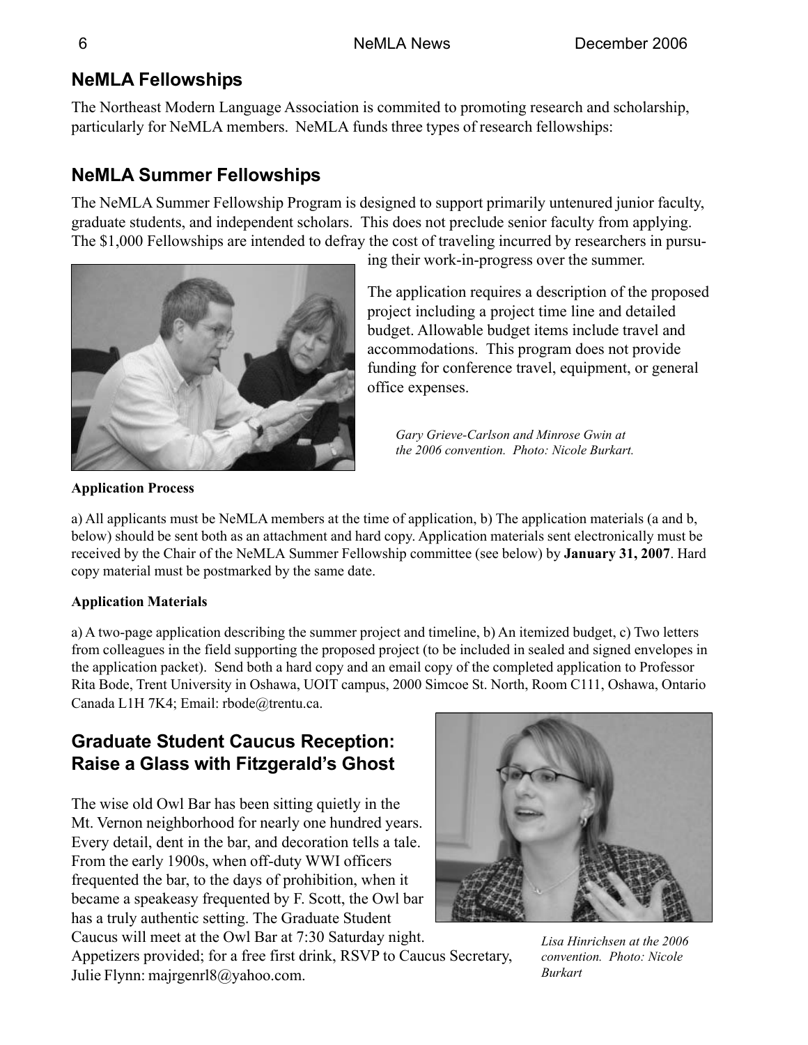## NeMLA Fellowships

The Northeast Modern Language Association is commited to promoting research and scholarship, particularly for NeMLA members. NeMLA funds three types of research fellowships:

## NeMLA Summer Fellowships

The NeMLA Summer Fellowship Program is designed to support primarily untenured junior faculty, graduate students, and independent scholars. This does not preclude senior faculty from applying. The $1,000 Fellowships are intended to defray the cost of traveling incurred by researchers in pursuing their work-in-progress over the summer.

The application requires a description of the proposed project including a project time line and detailed budget. Allowable budget items include travel and accommodations. This program does not provide funding for conference travel, equipment, or general office expenses.

*Gary Grieve-Carlson and Minrose Gwin at the 2006 convention. Photo: Nicole Burkart.*

**Application Process**

a) All applicants must be NeMLA members at the time of application, b) The application materials (a and b, below) should be sent both as an attachment and hard copy. Application materials sent electronically must be received by the Chair of the NeMLA Summer Fellowship committee (see below) by **January 31, 2007**. Hard copy material must be postmarked by the same date.

**Application Materials**

a) A two-page application describing the summer project and timeline, b) An itemized budget, c) Two letters from colleagues in the field supporting the proposed project (to be included in sealed and signed envelopes in the application packet). Send both a hard copy and an email copy of the completed application to Professor Rita Bode, Trent University in Oshawa, UOIT campus, 2000 Simcoe St. North, Room C111, Oshawa, Ontario Canada L1H 7K4; Email: rbode@trentu.ca.

## Graduate Student Caucus Reception: Raise a Glass with Fitzgerald's Ghost

The wise old Owl Bar has been sitting quietly in the Mt. Vernon neighborhood for nearly one hundred years. Every detail, dent in the bar, and decoration tells a tale. From the early 1900s, when off-duty WWI officers frequented the bar, to the days of prohibition, when it became a speakeasy frequented by F. Scott, the Owl bar has a truly authentic setting. The Graduate Student Caucus will meet at the Owl Bar at 7:30 Saturday night. Appetizers provided; for a free first drink, RSVP to Caucus Secretary, Julie Flynn: majrgenrl8@yahoo.com.

*Lisa Hinrichsen at the 2006 convention. Photo: Nicole Burkart*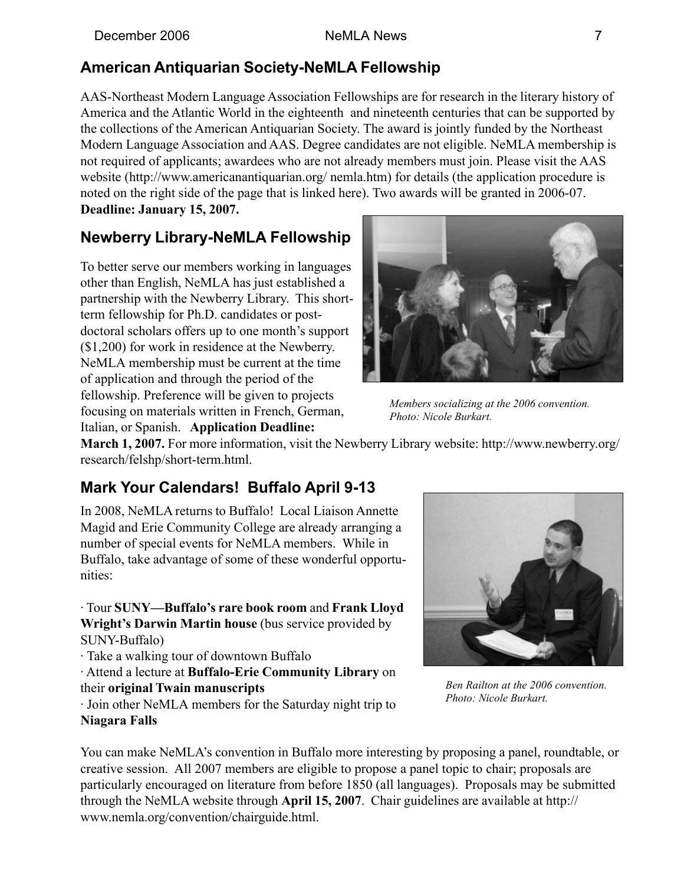## American Antiquarian Society-NeMLA Fellowship

AAS-Northeast Modern Language Association Fellowships are for research in the literary history of America and the Atlantic World in the eighteenth and nineteenth centuries that can be supported by the collections of the American Antiquarian Society. The award is jointly funded by the Northeast Modern Language Association and AAS. Degree candidates are not eligible. NeMLA membership is not required of applicants; awardees who are not already members must join. Please visit the AAS website (http://www.americanantiquarian.org/ nemla.htm) for details (the application procedure is noted on the right side of the page that is linked here). Two awards will be granted in 2006-07. **Deadline: January 15, 2007.**

## Newberry Library-NeMLA Fellowship

To better serve our members working in languages other than English, NeMLA has just established a partnership with the Newberry Library. This short-term fellowship for Ph.D. candidates or post-doctoral scholars offers up to one month's support ($1,200) for work in residence at the Newberry. NeMLA membership must be current at the time of application and through the period of the fellowship. Preference will be given to projects focusing on materials written in French, German, Italian, or Spanish. **Application Deadline: March 1, 2007.** For more information, visit the Newberry Library website: http://www.newberry.org/research/felshp/short-term.html.

*Members socializing at the 2006 convention. Photo: Nicole Burkart.*

## Mark Your Calendars! Buffalo April 9-13

In 2008, NeMLA returns to Buffalo! Local Liaison Annette Magid and Erie Community College are already arranging a number of special events for NeMLA members. While in Buffalo, take advantage of some of these wonderful opportunities:

- Tour **SUNY—Buffalo's rare book room** and **Frank Lloyd Wright's Darwin Martin house** (bus service provided by SUNY-Buffalo)
- Take a walking tour of downtown Buffalo
- Attend a lecture at **Buffalo-Erie Community Library** on their **original Twain manuscripts**
- Join other NeMLA members for the Saturday night trip to **Niagara Falls**

*Ben Railton at the 2006 convention. Photo: Nicole Burkart.*

You can make NeMLA's convention in Buffalo more interesting by proposing a panel, roundtable, or creative session. All 2007 members are eligible to propose a panel topic to chair; proposals are particularly encouraged on literature from before 1850 (all languages). Proposals may be submitted through the NeMLA website through **April 15, 2007**. Chair guidelines are available at http://www.nemla.org/convention/chairguide.html.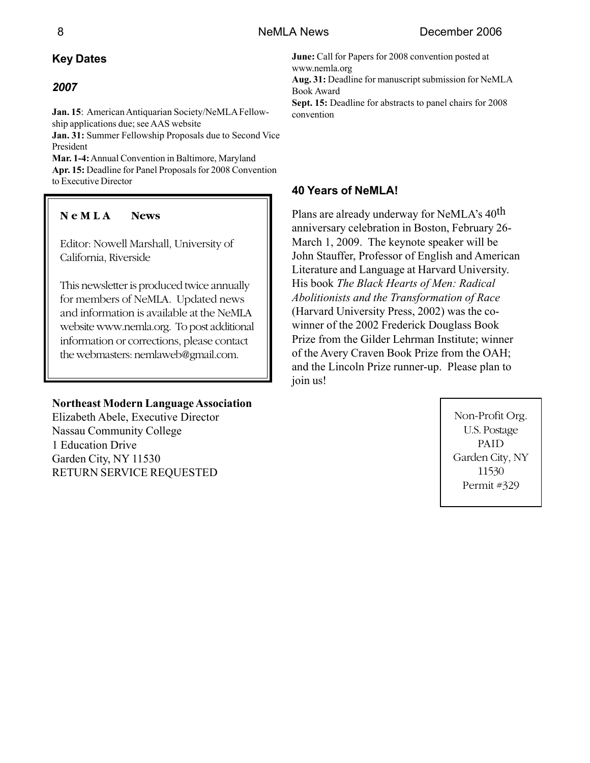## Key Dates

### *2007*

**Jan. 15**: American Antiquarian Society/NeMLA Fellowship applications due; see AAS website
**Jan. 31:** Summer Fellowship Proposals due to Second Vice President
**Mar. 1-4:** Annual Convention in Baltimore, Maryland
**Apr. 15:** Deadline for Panel Proposals for 2008 Convention to Executive Director
**June:** Call for Papers for 2008 convention posted at www.nemla.org
**Aug. 31:** Deadline for manuscript submission for NeMLA Book Award
**Sept. 15:** Deadline for abstracts to panel chairs for 2008 convention

**NeMLA News**

Editor: Nowell Marshall, University of California, Riverside

This newsletter is produced twice annually for members of NeMLA. Updated news and information is available at the NeMLA website www.nemla.org. To post additional information or corrections, please contact the webmasters: nemlaweb@gmail.com.

## 40 Years of NeMLA!

Plans are already underway for NeMLA's 40th anniversary celebration in Boston, February 26-March 1, 2009. The keynote speaker will be John Stauffer, Professor of English and American Literature and Language at Harvard University. His book *The Black Hearts of Men: Radical Abolitionists and the Transformation of Race* (Harvard University Press, 2002) was the co-winner of the 2002 Frederick Douglass Book Prize from the Gilder Lehrman Institute; winner of the Avery Craven Book Prize from the OAH; and the Lincoln Prize runner-up. Please plan to join us!

**Northeast Modern Language Association**
Elizabeth Abele, Executive Director
Nassau Community College
1 Education Drive
Garden City, NY 11530
RETURN SERVICE REQUESTED

Non-Profit Org.
U.S. Postage
PAID
Garden City, NY
11530
Permit #329